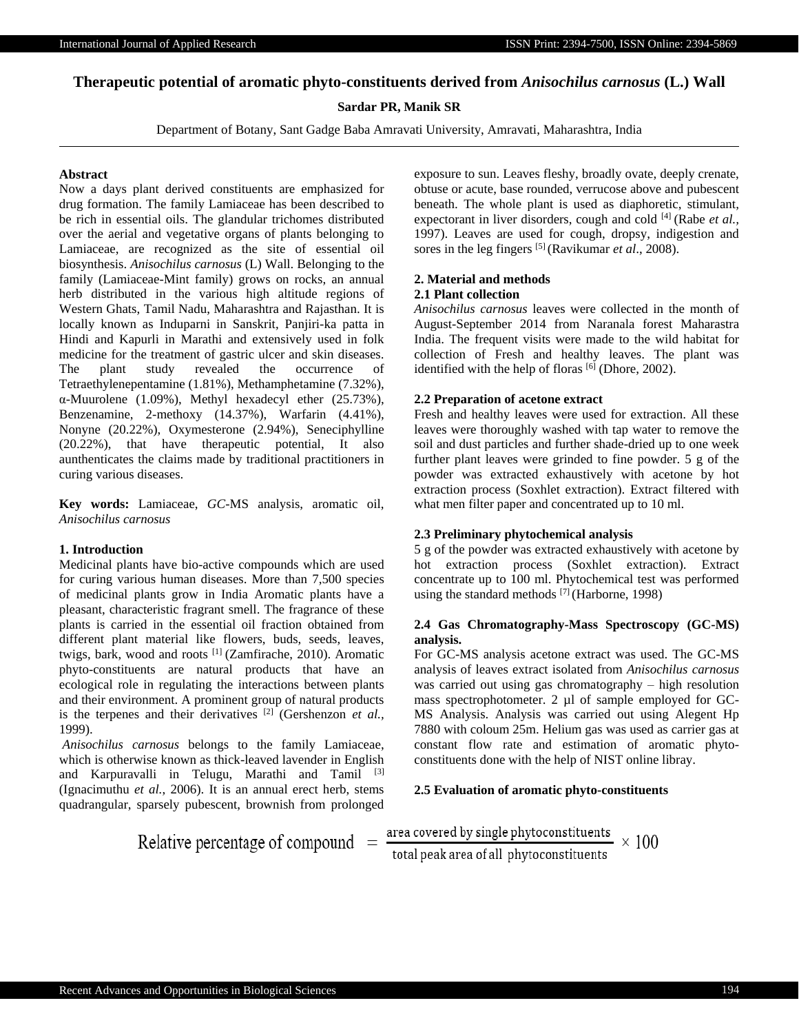# Therapeutic potential of aromatic phyto-constituents derived from *Anisochilus carnosus* (L.) Wall

**Sardar PR, Manik SR**

Department of Botany, Sant Gadge Baba Amravati University, Amravati, Maharashtra, India

## Abstract

Now a days plant derived constituents are emphasized for drug formation. The family Lamiaceae has been described to be rich in essential oils. The glandular trichomes distributed over the aerial and vegetative organs of plants belonging to Lamiaceae, are recognized as the site of essential oil biosynthesis. *Anisochilus carnosus* (L) Wall. Belonging to the family (Lamiaceae-Mint family) grows on rocks, an annual herb distributed in the various high altitude regions of Western Ghats, Tamil Nadu, Maharashtra and Rajasthan. It is locally known as Induparni in Sanskrit, Panjiri-ka patta in Hindi and Kapurli in Marathi and extensively used in folk medicine for the treatment of gastric ulcer and skin diseases. The plant study revealed the occurrence of Tetraethylenepentamine (1.81%), Methamphetamine (7.32%), α-Muurolene (1.09%), Methyl hexadecyl ether (25.73%), Benzenamine, 2-methoxy (14.37%), Warfarin (4.41%), Nonyne (20.22%), Oxymesterone (2.94%), Seneciphylline (20.22%), that have therapeutic potential, It also aunthenticates the claims made by traditional practitioners in curing various diseases.

**Key words:** Lamiaceae, *GC*-MS analysis, aromatic oil, *Anisochilus carnosus*

## 1. Introduction

Medicinal plants have bio-active compounds which are used for curing various human diseases. More than 7,500 species of medicinal plants grow in India Aromatic plants have a pleasant, characteristic fragrant smell. The fragrance of these plants is carried in the essential oil fraction obtained from different plant material like flowers, buds, seeds, leaves, twigs, bark, wood and roots [1] (Zamfirache, 2010). Aromatic phyto-constituents are natural products that have an ecological role in regulating the interactions between plants and their environment. A prominent group of natural products is the terpenes and their derivatives [2] (Gershenzon *et al.,* 1999).

*Anisochilus carnosus* belongs to the family Lamiaceae, which is otherwise known as thick-leaved lavender in English and Karpuravalli in Telugu, Marathi and Tamil [3] (Ignacimuthu *et al.*, 2006). It is an annual erect herb, stems quadrangular, sparsely pubescent, brownish from prolonged exposure to sun. Leaves fleshy, broadly ovate, deeply crenate, obtuse or acute, base rounded, verrucose above and pubescent beneath. The whole plant is used as diaphoretic, stimulant, expectorant in liver disorders, cough and cold [4] (Rabe *et al.*, 1997). Leaves are used for cough, dropsy, indigestion and sores in the leg fingers [5] (Ravikumar *et al*., 2008).

## 2. Material and methods

### 2.1 Plant collection

*Anisochilus carnosus* leaves were collected in the month of August-September 2014 from Naranala forest Maharastra India. The frequent visits were made to the wild habitat for collection of Fresh and healthy leaves. The plant was identified with the help of floras [6] (Dhore, 2002).

### 2.2 Preparation of acetone extract

Fresh and healthy leaves were used for extraction. All these leaves were thoroughly washed with tap water to remove the soil and dust particles and further shade-dried up to one week further plant leaves were grinded to fine powder. 5 g of the powder was extracted exhaustively with acetone by hot extraction process (Soxhlet extraction). Extract filtered with what men filter paper and concentrated up to 10 ml.

### 2.3 Preliminary phytochemical analysis

5 g of the powder was extracted exhaustively with acetone by hot extraction process (Soxhlet extraction). Extract concentrate up to 100 ml. Phytochemical test was performed using the standard methods [7] (Harborne, 1998)

### 2.4 Gas Chromatography-Mass Spectroscopy (GC-MS) analysis.

For GC-MS analysis acetone extract was used. The GC-MS analysis of leaves extract isolated from *Anisochilus carnosus* was carried out using gas chromatography – high resolution mass spectrophotometer. 2 µl of sample employed for GC-MS Analysis. Analysis was carried out using Alegent Hp 7880 with coloum 25m. Helium gas was used as carrier gas at constant flow rate and estimation of aromatic phyto-constituents done with the help of NIST online libray.

### 2.5 Evaluation of aromatic phyto-constituents

$$\text{Relative percentage of compound} = \frac{\text{area covered by single phytoconstituents}}{\text{total peak area of all phytoconstituents}} \times 100$$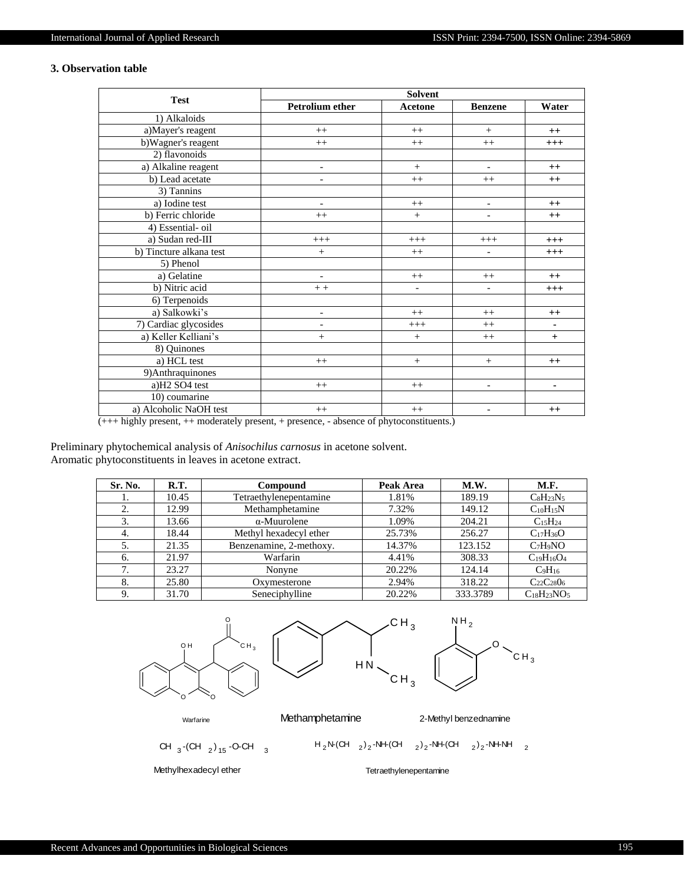## 3. Observation table

| Test | Solvent | | | |
|---|---|---|---|---|
| | Petrolium ether | Acetone | Benzene | Water |
| 1) Alkaloids | | | | |
| a)Mayer's reagent | ++ | ++ | + | ++ |
| b)Wagner's reagent | ++ | ++ | ++ | +++ |
| 2) flavonoids | | | | |
| a) Alkaline reagent | - | + | - | ++ |
| b) Lead acetate | - | ++ | ++ | ++ |
| 3) Tannins | | | | |
| a) Iodine test | - | ++ | - | ++ |
| b) Ferric chloride | ++ | + | - | ++ |
| 4) Essential- oil | | | | |
| a) Sudan red-III | +++ | +++ | +++ | +++ |
| b) Tincture alkana test | + | ++ | - | +++ |
| 5) Phenol | | | | |
| a) Gelatine | - | ++ | ++ | ++ |
| b) Nitric acid | + + | - | - | +++ |
| 6) Terpenoids | | | | |
| a) Salkowki's | - | ++ | ++ | ++ |
| 7) Cardiac glycosides | - | +++ | ++ | - |
| a) Keller Kelliani's | + | + | ++ | + |
| 8) Quinones | | | | |
| a) HCL test | ++ | + | + | ++ |
| 9)Anthraquinones | | | | |
| a)H2 SO4 test | ++ | ++ | - | - |
| 10) coumarine | | | | |
| a) Alcoholic NaOH test | ++ | ++ | - | ++ |

(+++ highly present, ++ moderately present, + presence, - absence of phytoconstituents.)

Preliminary phytochemical analysis of *Anisochilus carnosus* in acetone solvent.
Aromatic phytoconstituents in leaves in acetone extract.

| Sr. No. | R.T. | Compound | Peak Area | M.W. | M.F. |
|---|---|---|---|---|---|
| 1. | 10.45 | Tetraethylenepentamine | 1.81% | 189.19 | $C_8H_{23}N_5$ |
| 2. | 12.99 | Methamphetamine | 7.32% | 149.12 | $C_{10}H_{15}N$ |
| 3. | 13.66 | α-Muurolene | 1.09% | 204.21 | $C_{15}H_{24}$ |
| 4. | 18.44 | Methyl hexadecyl ether | 25.73% | 256.27 | $C_{17}H_{36}O$ |
| 5. | 21.35 | Benzenamine, 2-methoxy. | 14.37% | 123.152 | $C_7H_9NO$ |
| 6. | 21.97 | Warfarin | 4.41% | 308.33 | $C_{19}H_{16}O_4$ |
| 7. | 23.27 | Nonyne | 20.22% | 124.14 | $C_9H_{16}$ |
| 8. | 25.80 | Oxymesterone | 2.94% | 318.22 | $C_{22}C_{28}0_6$ |
| 9. | 31.70 | Seneciphylline | 20.22% | 333.3789 | $C_{18}H_{23}NO_5$ |

Warfarine

Methamphetamine

2-Methyl benzednamine

$CH_3$-$(CH_2)_{15}$-O-$CH_3$

Methylhexadecyl ether

$H_2N$-$(CH_2)_2$-NH-$(CH_2)_2$-NH-$(CH_2)_2$-NH-$NH_2$

Tetraethylenepentamine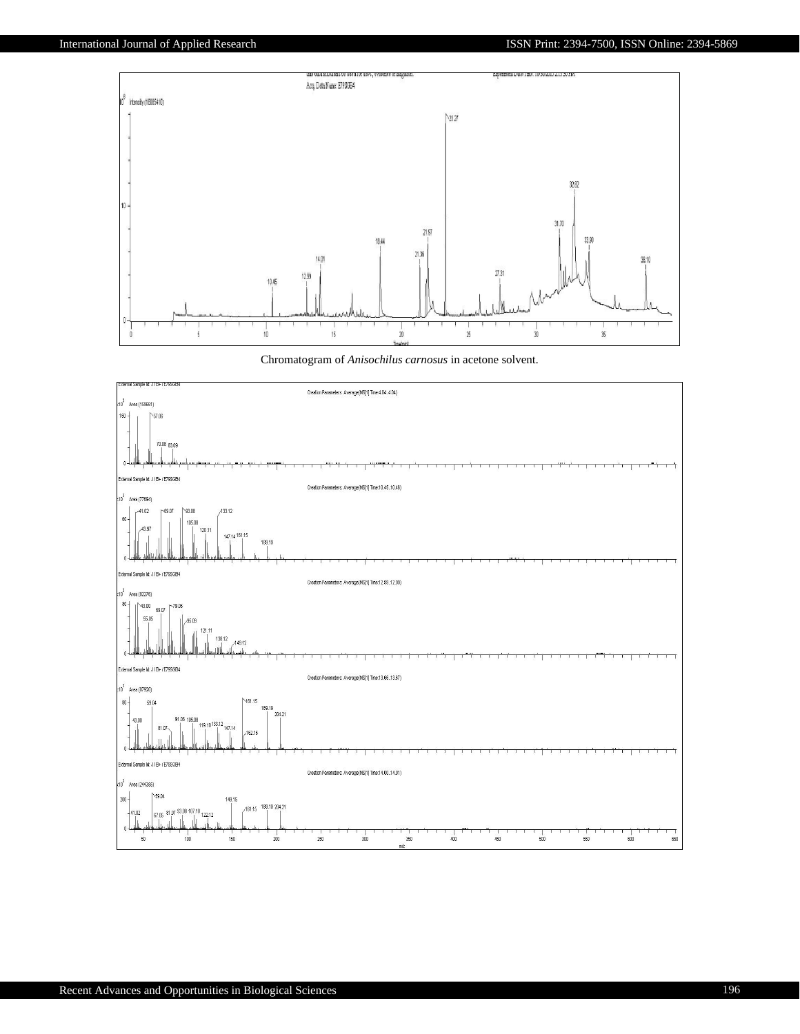Chromatogram of *Anisochilus carnosus* in acetone solvent.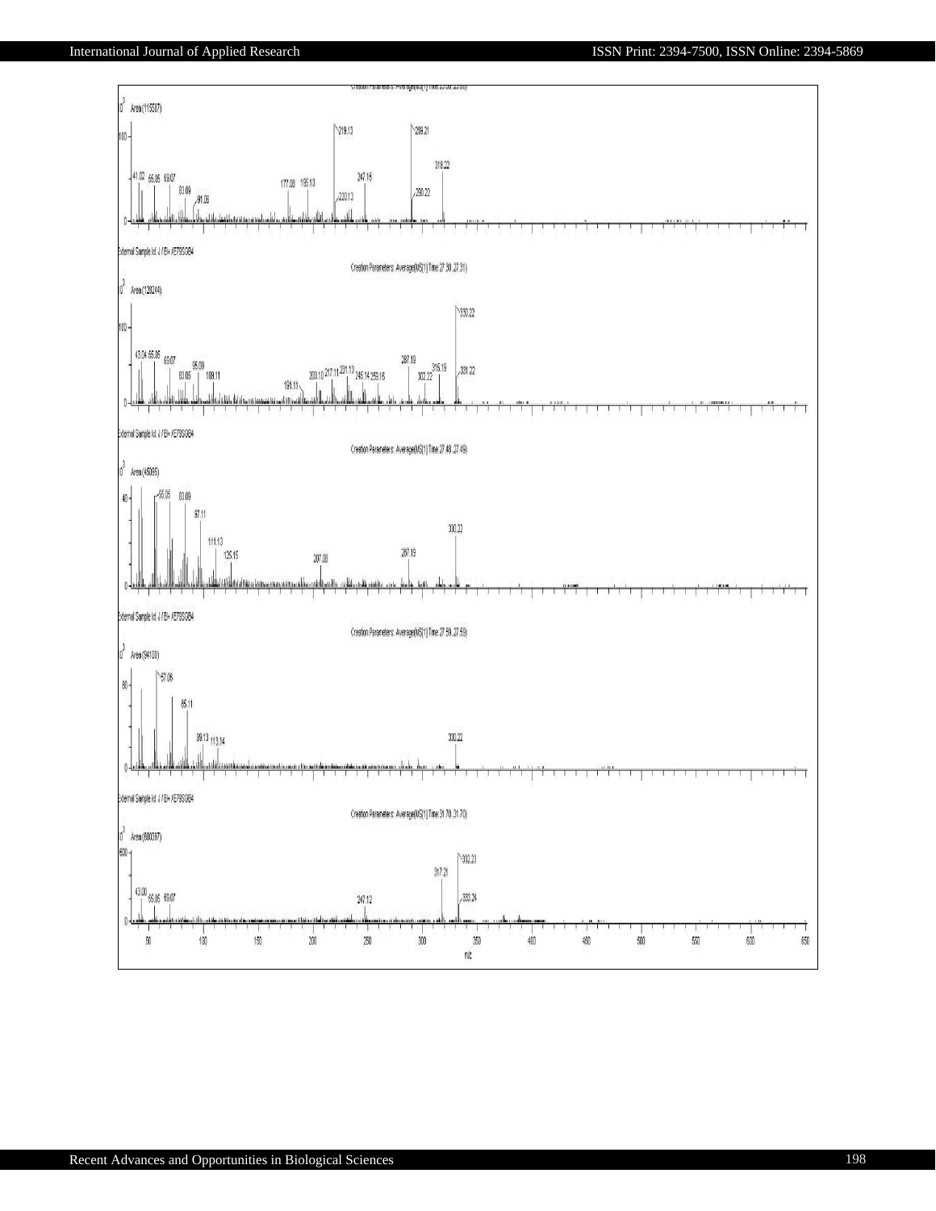Creation Parameters: Average(MS[1] Time:23.30..23.30)

10³ Area(115507)

41.02 55.05 69.07 83.09 91.06 177.08 195.13 219.13 230.13 247.16 289.21 290.22 318.22

External Sample Id: J / EI+ XE79SG84

Creation Parameters: Average(MS[1] Time:27.30..27.31)

10³ Area(128244)

43.04 55.05 69.07 83.05 95.09 109.11 191.11 203.10 217.11 231.13 245.14 259.16 287.19 302.22 315.19 330.22 331.22

External Sample Id: J / EI+ XE79SG84

Creation Parameters: Average(MS[1] Time:27.48..27.49)

10³ Area(45065)

55.05 83.09 97.11 111.13 125.15 207.08 287.19 330.22

External Sample Id: J / EI+ XE79SG84

Creation Parameters: Average(MS[1] Time:27.59..27.59)

10³ Area(94100)

57.06 85.11 99.13 113.14 330.22

External Sample Id: J / EI+ XE79SG84

Creation Parameters: Average(MS[1] Time:31.70..31.70)

10³ Area(600397)

43.00 55.05 69.07 247.12 317.21 332.23 333.24

m/z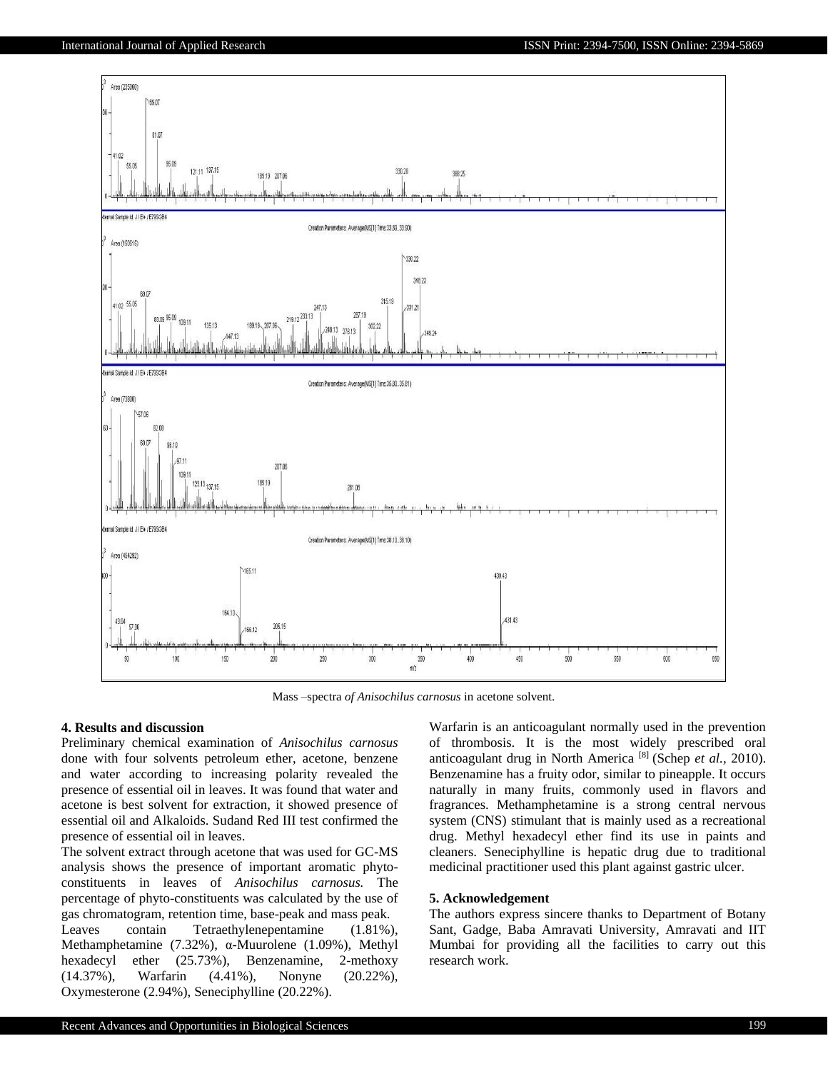Mass –spectra *of Anisochilus carnosus* in acetone solvent.

### 4. Results and discussion

Preliminary chemical examination of *Anisochilus carnosus* done with four solvents petroleum ether, acetone, benzene and water according to increasing polarity revealed the presence of essential oil in leaves. It was found that water and acetone is best solvent for extraction, it showed presence of essential oil and Alkaloids. Sudand Red III test confirmed the presence of essential oil in leaves.

The solvent extract through acetone that was used for GC-MS analysis shows the presence of important aromatic phyto-constituents in leaves of *Anisochilus carnosus.* The percentage of phyto-constituents was calculated by the use of gas chromatogram, retention time, base-peak and mass peak. Leaves contain Tetraethylenepentamine (1.81%), Methamphetamine (7.32%), α-Muurolene (1.09%), Methyl hexadecyl ether (25.73%), Benzenamine, 2-methoxy (14.37%), Warfarin (4.41%), Nonyne (20.22%), Oxymesterone (2.94%), Seneciphylline (20.22%).

Warfarin is an anticoagulant normally used in the prevention of thrombosis. It is the most widely prescribed oral anticoagulant drug in North America [8] (Schep *et al.*, 2010). Benzenamine has a fruity odor, similar to pineapple. It occurs naturally in many fruits, commonly used in flavors and fragrances. Methamphetamine is a strong central nervous system (CNS) stimulant that is mainly used as a recreational drug. Methyl hexadecyl ether find its use in paints and cleaners. Seneciphylline is hepatic drug due to traditional medicinal practitioner used this plant against gastric ulcer.

### 5. Acknowledgement

The authors express sincere thanks to Department of Botany Sant, Gadge, Baba Amravati University, Amravati and IIT Mumbai for providing all the facilities to carry out this research work.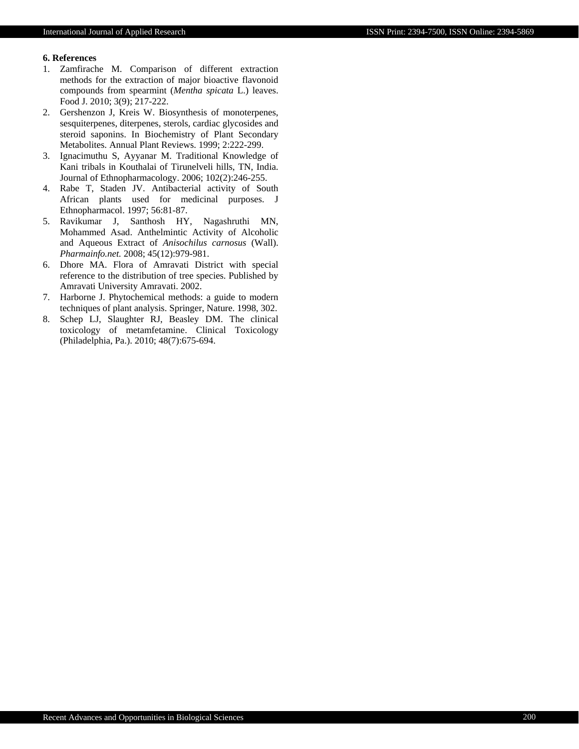### 6. References

1. Zamfirache M. Comparison of different extraction methods for the extraction of major bioactive flavonoid compounds from spearmint (*Mentha spicata* L.) leaves. Food J. 2010; 3(9); 217-222.
2. Gershenzon J, Kreis W. Biosynthesis of monoterpenes, sesquiterpenes, diterpenes, sterols, cardiac glycosides and steroid saponins. In Biochemistry of Plant Secondary Metabolites. Annual Plant Reviews. 1999; 2:222-299.
3. Ignacimuthu S, Ayyanar M. Traditional Knowledge of Kani tribals in Kouthalai of Tirunelveli hills, TN, India. Journal of Ethnopharmacology. 2006; 102(2):246-255.
4. Rabe T, Staden JV. Antibacterial activity of South African plants used for medicinal purposes. J Ethnopharmacol. 1997; 56:81-87.
5. Ravikumar J, Santhosh HY, Nagashruthi MN, Mohammed Asad. Anthelmintic Activity of Alcoholic and Aqueous Extract of *Anisochilus carnosus* (Wall). *Pharmainfo.net.* 2008; 45(12):979-981.
6. Dhore MA. Flora of Amravati District with special reference to the distribution of tree species. Published by Amravati University Amravati. 2002.
7. Harborne J. Phytochemical methods: a guide to modern techniques of plant analysis. Springer, Nature. 1998, 302.
8. Schep LJ, Slaughter RJ, Beasley DM. The clinical toxicology of metamfetamine. Clinical Toxicology (Philadelphia, Pa.). 2010; 48(7):675-694.